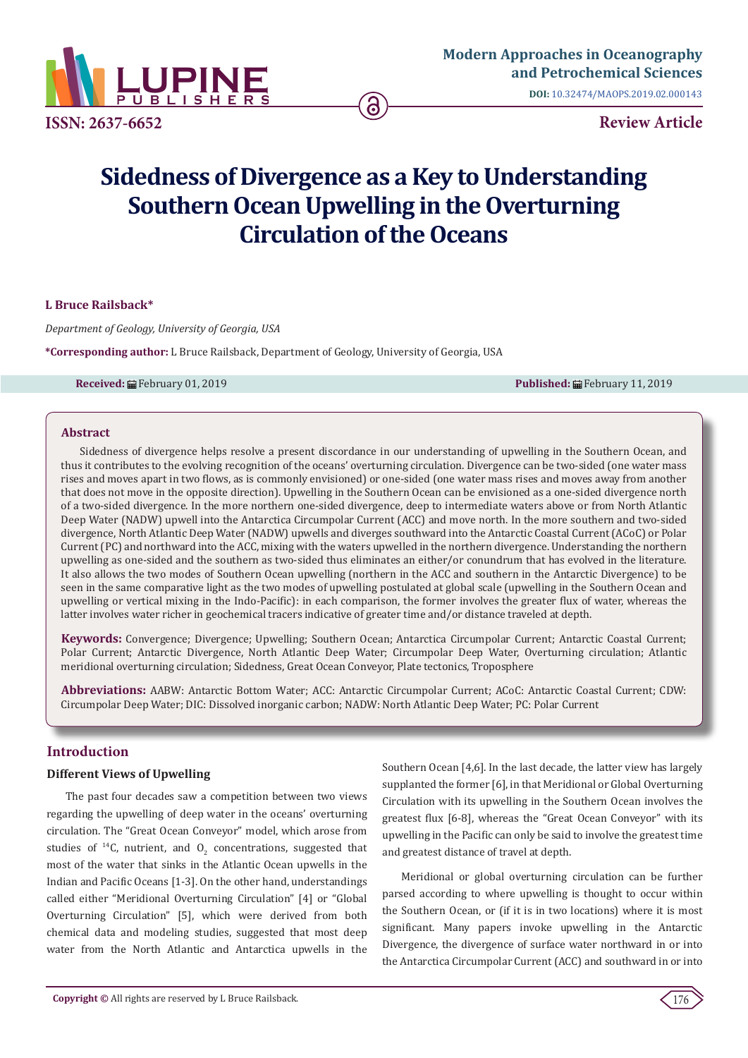# Sidedness of Divergence as a Key to Understanding Southern Ocean Upwelling in the Overturning Circulation of the Oceans

**L Bruce Railsback***

*Department of Geology, University of Georgia, USA*

***Corresponding author:** L Bruce Railsback, Department of Geology, University of Georgia, USA

**Received:** February 01, 2019 **Published:** February 11, 2019

## Abstract

Sidedness of divergence helps resolve a present discordance in our understanding of upwelling in the Southern Ocean, and thus it contributes to the evolving recognition of the oceans' overturning circulation. Divergence can be two-sided (one water mass rises and moves apart in two flows, as is commonly envisioned) or one-sided (one water mass rises and moves away from another that does not move in the opposite direction). Upwelling in the Southern Ocean can be envisioned as a one-sided divergence north of a two-sided divergence. In the more northern one-sided divergence, deep to intermediate waters above or from North Atlantic Deep Water (NADW) upwell into the Antarctica Circumpolar Current (ACC) and move north. In the more southern and two-sided divergence, North Atlantic Deep Water (NADW) upwells and diverges southward into the Antarctic Coastal Current (ACoC) or Polar Current (PC) and northward into the ACC, mixing with the waters upwelled in the northern divergence. Understanding the northern upwelling as one-sided and the southern as two-sided thus eliminates an either/or conundrum that has evolved in the literature. It also allows the two modes of Southern Ocean upwelling (northern in the ACC and southern in the Antarctic Divergence) to be seen in the same comparative light as the two modes of upwelling postulated at global scale (upwelling in the Southern Ocean and upwelling or vertical mixing in the Indo-Pacific): in each comparison, the former involves the greater flux of water, whereas the latter involves water richer in geochemical tracers indicative of greater time and/or distance traveled at depth.

**Keywords:** Convergence; Divergence; Upwelling; Southern Ocean; Antarctica Circumpolar Current; Antarctic Coastal Current; Polar Current; Antarctic Divergence, North Atlantic Deep Water; Circumpolar Deep Water, Overturning circulation; Atlantic meridional overturning circulation; Sidedness, Great Ocean Conveyor, Plate tectonics, Troposphere

**Abbreviations:** AABW: Antarctic Bottom Water; ACC: Antarctic Circumpolar Current; ACoC: Antarctic Coastal Current; CDW: Circumpolar Deep Water; DIC: Dissolved inorganic carbon; NADW: North Atlantic Deep Water; PC: Polar Current

## Introduction

### Different Views of Upwelling

The past four decades saw a competition between two views regarding the upwelling of deep water in the oceans' overturning circulation. The "Great Ocean Conveyor" model, which arose from studies of $^{14}C$, nutrient, and $O_2$ concentrations, suggested that most of the water that sinks in the Atlantic Ocean upwells in the Indian and Pacific Oceans [1-3]. On the other hand, understandings called either "Meridional Overturning Circulation" [4] or "Global Overturning Circulation" [5], which were derived from both chemical data and modeling studies, suggested that most deep water from the North Atlantic and Antarctica upwells in the Southern Ocean [4,6]. In the last decade, the latter view has largely supplanted the former [6], in that Meridional or Global Overturning Circulation with its upwelling in the Southern Ocean involves the greatest flux [6-8], whereas the "Great Ocean Conveyor" with its upwelling in the Pacific can only be said to involve the greatest time and greatest distance of travel at depth.

Meridional or global overturning circulation can be further parsed according to where upwelling is thought to occur within the Southern Ocean, or (if it is in two locations) where it is most significant. Many papers invoke upwelling in the Antarctic Divergence, the divergence of surface water northward in or into the Antarctica Circumpolar Current (ACC) and southward in or into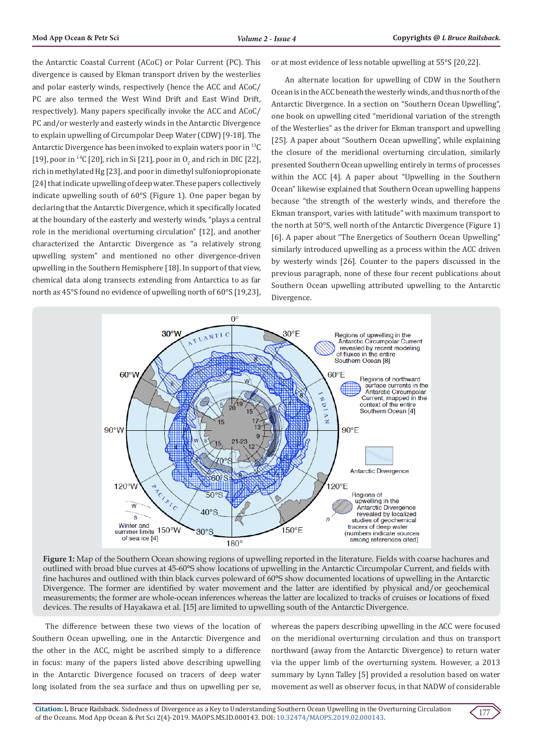the Antarctic Coastal Current (ACoC) or Polar Current (PC). This divergence is caused by Ekman transport driven by the westerlies and polar easterly winds, respectively (hence the ACC and ACoC/PC are also termed the West Wind Drift and East Wind Drift, respectively). Many papers specifically invoke the ACC and ACoC/PC and/or westerly and easterly winds in the Antarctic Divergence to explain upwelling of Circumpolar Deep Water (CDW) [9-18]. The Antarctic Divergence has been invoked to explain waters poor in $^{13}C$ [19], poor in $^{14}C$ [20], rich in Si [21], poor in $O_2$ and rich in DIC [22], rich in methylated Hg [23], and poor in dimethyl sulfoniopropionate [24] that indicate upwelling of deep water. These papers collectively indicate upwelling south of 60°S (Figure 1). One paper began by declaring that the Antarctic Divergence, which it specifically located at the boundary of the easterly and westerly winds, "plays a central role in the meridional overturning circulation" [12], and another characterized the Antarctic Divergence as "a relatively strong upwelling system" and mentioned no other divergence-driven upwelling in the Southern Hemisphere [18]. In support of that view, chemical data along transects extending from Antarctica to as far north as 45°S found no evidence of upwelling north of 60°S [19,23], or at most evidence of less notable upwelling at 55°S [20,22].

An alternate location for upwelling of CDW in the Southern Ocean is in the ACC beneath the westerly winds, and thus north of the Antarctic Divergence. In a section on "Southern Ocean Upwelling", one book on upwelling cited "meridional variation of the strength of the Westerlies" as the driver for Ekman transport and upwelling [25]. A paper about "Southern Ocean upwelling", while explaining the closure of the meridional overturning circulation, similarly presented Southern Ocean upwelling entirely in terms of processes within the ACC [4]. A paper about "Upwelling in the Southern Ocean" likewise explained that Southern Ocean upwelling happens because "the strength of the westerly winds, and therefore the Ekman transport, varies with latitude" with maximum transport to the north at 50°S, well north of the Antarctic Divergence (Figure 1) [6]. A paper about "The Energetics of Southern Ocean Upwelling" similarly introduced upwelling as a process within the ACC driven by westerly winds [26]. Counter to the papers discussed in the previous paragraph, none of these four recent publications about Southern Ocean upwelling attributed upwelling to the Antarctic Divergence.

**Figure 1:** Map of the Southern Ocean showing regions of upwelling reported in the literature. Fields with coarse hachures and outlined with broad blue curves at 45-60°S show locations of upwelling in the Antarctic Circumpolar Current, and fields with fine hachures and outlined with thin black curves poleward of 60°S show documented locations of upwelling in the Antarctic Divergence. The former are identified by water movement and the latter are identified by physical and/or geochemical measurements; the former are whole-ocean inferences whereas the latter are localized to tracks of cruises or locations of fixed devices. The results of Hayakawa et al. [15] are limited to upwelling south of the Antarctic Divergence.

The difference between these two views of the location of Southern Ocean upwelling, one in the Antarctic Divergence and the other in the ACC, might be ascribed simply to a difference in focus: many of the papers listed above describing upwelling in the Antarctic Divergence focused on tracers of deep water long isolated from the sea surface and thus on upwelling per se, whereas the papers describing upwelling in the ACC were focused on the meridional overturning circulation and thus on transport northward (away from the Antarctic Divergence) to return water via the upper limb of the overturning system. However, a 2013 summary by Lynn Talley [5] provided a resolution based on water movement as well as observer focus, in that NADW of considerable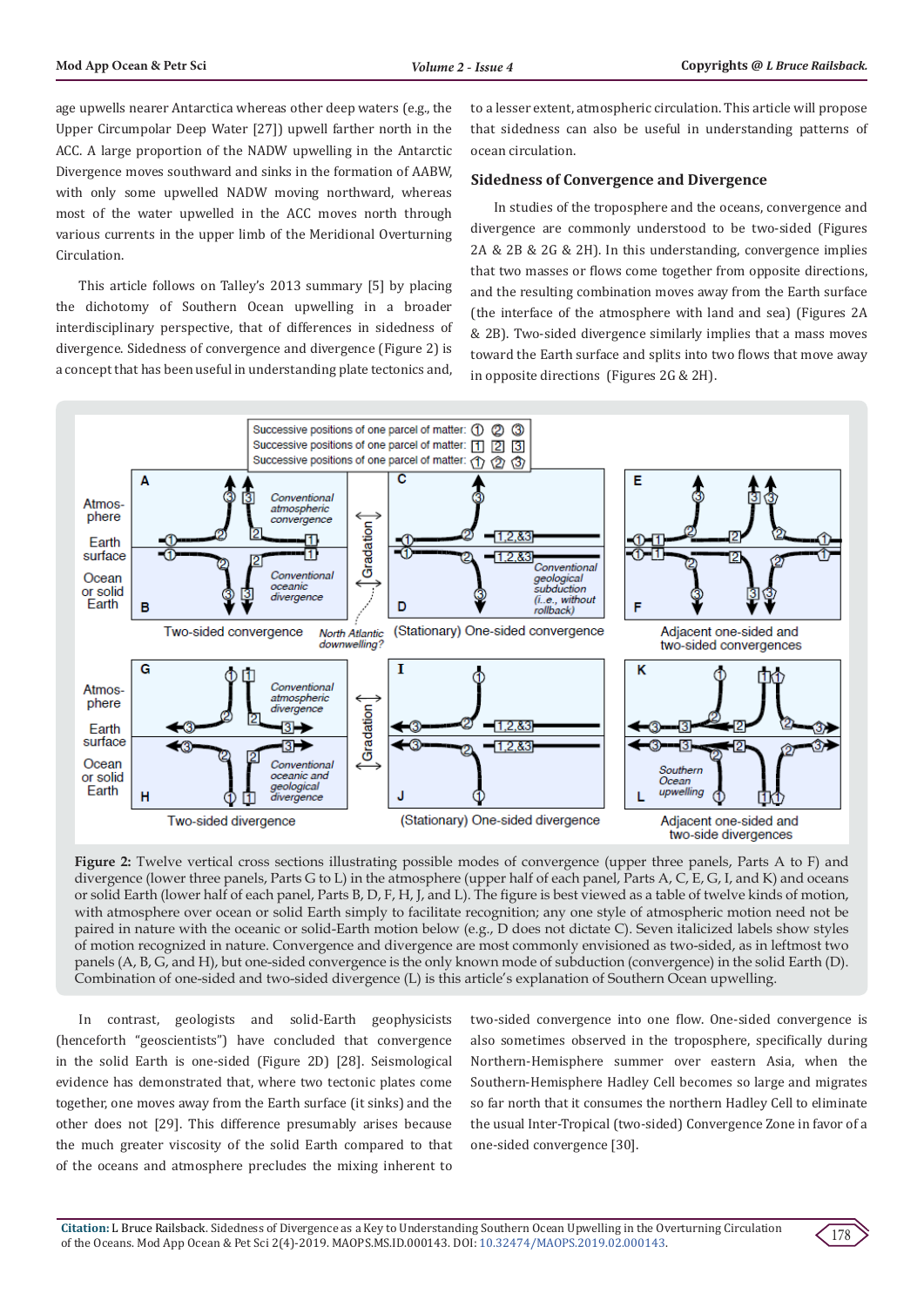age upwells nearer Antarctica whereas other deep waters (e.g., the Upper Circumpolar Deep Water [27]) upwell farther north in the ACC. A large proportion of the NADW upwelling in the Antarctic Divergence moves southward and sinks in the formation of AABW, with only some upwelled NADW moving northward, whereas most of the water upwelled in the ACC moves north through various currents in the upper limb of the Meridional Overturning Circulation.

This article follows on Talley's 2013 summary [5] by placing the dichotomy of Southern Ocean upwelling in a broader interdisciplinary perspective, that of differences in sidedness of divergence. Sidedness of convergence and divergence (Figure 2) is a concept that has been useful in understanding plate tectonics and, to a lesser extent, atmospheric circulation. This article will propose that sidedness can also be useful in understanding patterns of ocean circulation.

## Sidedness of Convergence and Divergence

In studies of the troposphere and the oceans, convergence and divergence are commonly understood to be two-sided (Figures 2A & 2B & 2G & 2H). In this understanding, convergence implies that two masses or flows come together from opposite directions, and the resulting combination moves away from the Earth surface (the interface of the atmosphere with land and sea) (Figures 2A & 2B). Two-sided divergence similarly implies that a mass moves toward the Earth surface and splits into two flows that move away in opposite directions (Figures 2G & 2H).

**Figure 2:** Twelve vertical cross sections illustrating possible modes of convergence (upper three panels, Parts A to F) and divergence (lower three panels, Parts G to L) in the atmosphere (upper half of each panel, Parts A, C, E, G, I, and K) and oceans or solid Earth (lower half of each panel, Parts B, D, F, H, J, and L). The figure is best viewed as a table of twelve kinds of motion, with atmosphere over ocean or solid Earth simply to facilitate recognition; any one style of atmospheric motion need not be paired in nature with the oceanic or solid-Earth motion below (e.g., D does not dictate C). Seven italicized labels show styles of motion recognized in nature. Convergence and divergence are most commonly envisioned as two-sided, as in leftmost two panels (A, B, G, and H), but one-sided convergence is the only known mode of subduction (convergence) in the solid Earth (D). Combination of one-sided and two-sided divergence (L) is this article's explanation of Southern Ocean upwelling.

In contrast, geologists and solid-Earth geophysicists (henceforth "geoscientists") have concluded that convergence in the solid Earth is one-sided (Figure 2D) [28]. Seismological evidence has demonstrated that, where two tectonic plates come together, one moves away from the Earth surface (it sinks) and the other does not [29]. This difference presumably arises because the much greater viscosity of the solid Earth compared to that of the oceans and atmosphere precludes the mixing inherent to two-sided convergence into one flow. One-sided convergence is also sometimes observed in the troposphere, specifically during Northern-Hemisphere summer over eastern Asia, when the Southern-Hemisphere Hadley Cell becomes so large and migrates so far north that it consumes the northern Hadley Cell to eliminate the usual Inter-Tropical (two-sided) Convergence Zone in favor of a one-sided convergence [30].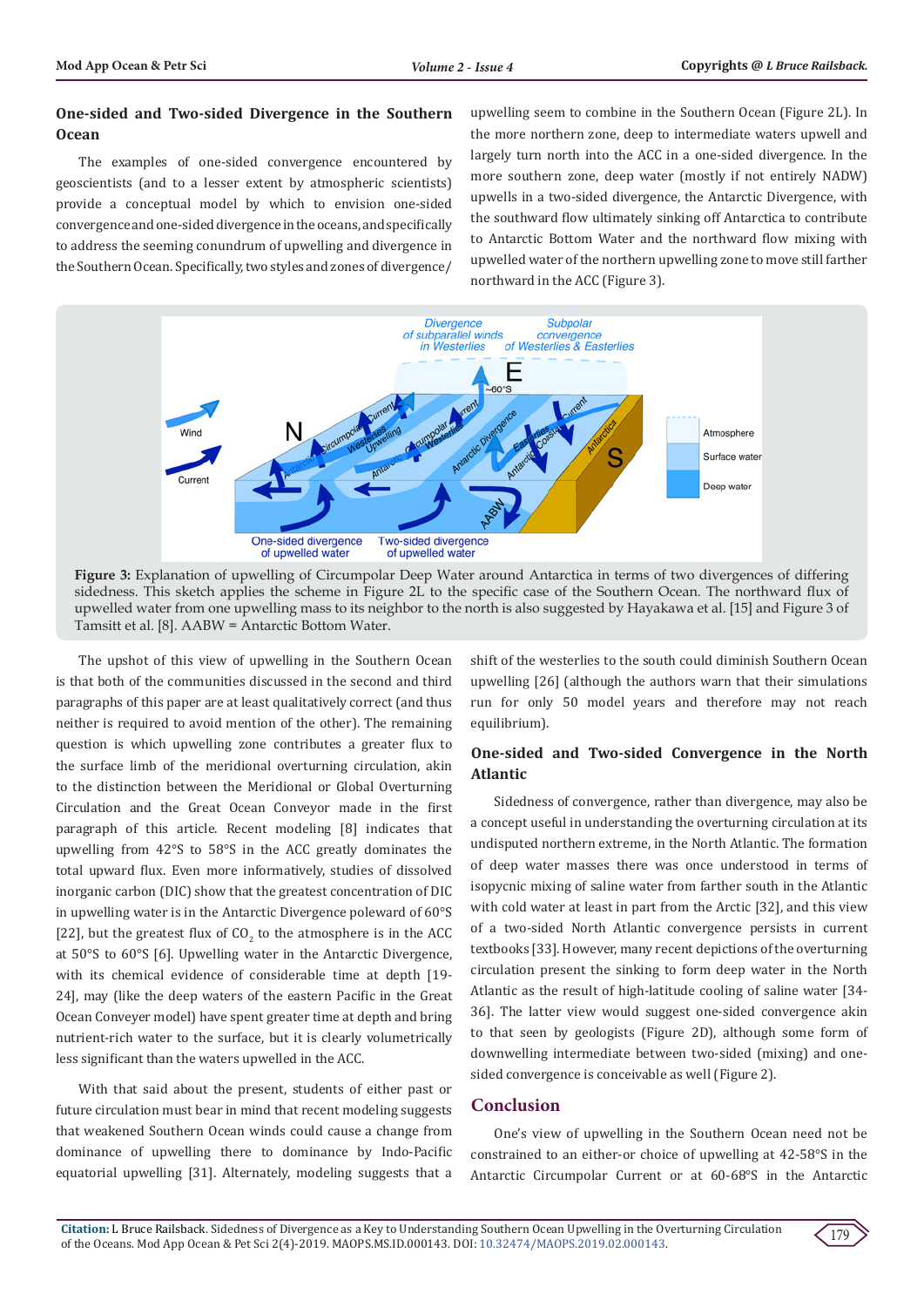## One-sided and Two-sided Divergence in the Southern Ocean

The examples of one-sided convergence encountered by geoscientists (and to a lesser extent by atmospheric scientists) provide a conceptual model by which to envision one-sided convergence and one-sided divergence in the oceans, and specifically to address the seeming conundrum of upwelling and divergence in the Southern Ocean. Specifically, two styles and zones of divergence/upwelling seem to combine in the Southern Ocean (Figure 2L). In the more northern zone, deep to intermediate waters upwell and largely turn north into the ACC in a one-sided divergence. In the more southern zone, deep water (mostly if not entirely NADW) upwells in a two-sided divergence, the Antarctic Divergence, with the southward flow ultimately sinking off Antarctica to contribute to Antarctic Bottom Water and the northward flow mixing with upwelled water of the northern upwelling zone to move still farther northward in the ACC (Figure 3).

**Figure 3:** Explanation of upwelling of Circumpolar Deep Water around Antarctica in terms of two divergences of differing sidedness. This sketch applies the scheme in Figure 2L to the specific case of the Southern Ocean. The northward flux of upwelled water from one upwelling mass to its neighbor to the north is also suggested by Hayakawa et al. [15] and Figure 3 of Tamsitt et al. [8]. AABW = Antarctic Bottom Water.

The upshot of this view of upwelling in the Southern Ocean is that both of the communities discussed in the second and third paragraphs of this paper are at least qualitatively correct (and thus neither is required to avoid mention of the other). The remaining question is which upwelling zone contributes a greater flux to the surface limb of the meridional overturning circulation, akin to the distinction between the Meridional or Global Overturning Circulation and the Great Ocean Conveyor made in the first paragraph of this article. Recent modeling [8] indicates that upwelling from 42°S to 58°S in the ACC greatly dominates the total upward flux. Even more informatively, studies of dissolved inorganic carbon (DIC) show that the greatest concentration of DIC in upwelling water is in the Antarctic Divergence poleward of 60°S [22], but the greatest flux of $CO_2$ to the atmosphere is in the ACC at 50°S to 60°S [6]. Upwelling water in the Antarctic Divergence, with its chemical evidence of considerable time at depth [19-24], may (like the deep waters of the eastern Pacific in the Great Ocean Conveyer model) have spent greater time at depth and bring nutrient-rich water to the surface, but it is clearly volumetrically less significant than the waters upwelled in the ACC.

With that said about the present, students of either past or future circulation must bear in mind that recent modeling suggests that weakened Southern Ocean winds could cause a change from dominance of upwelling there to dominance by Indo-Pacific equatorial upwelling [31]. Alternately, modeling suggests that a shift of the westerlies to the south could diminish Southern Ocean upwelling [26] (although the authors warn that their simulations run for only 50 model years and therefore may not reach equilibrium).

## One-sided and Two-sided Convergence in the North Atlantic

Sidedness of convergence, rather than divergence, may also be a concept useful in understanding the overturning circulation at its undisputed northern extreme, in the North Atlantic. The formation of deep water masses there was once understood in terms of isopycnic mixing of saline water from farther south in the Atlantic with cold water at least in part from the Arctic [32], and this view of a two-sided North Atlantic convergence persists in current textbooks [33]. However, many recent depictions of the overturning circulation present the sinking to form deep water in the North Atlantic as the result of high-latitude cooling of saline water [34-36]. The latter view would suggest one-sided convergence akin to that seen by geologists (Figure 2D), although some form of downwelling intermediate between two-sided (mixing) and one-sided convergence is conceivable as well (Figure 2).

## Conclusion

One's view of upwelling in the Southern Ocean need not be constrained to an either-or choice of upwelling at 42-58°S in the Antarctic Circumpolar Current or at 60-68°S in the Antarctic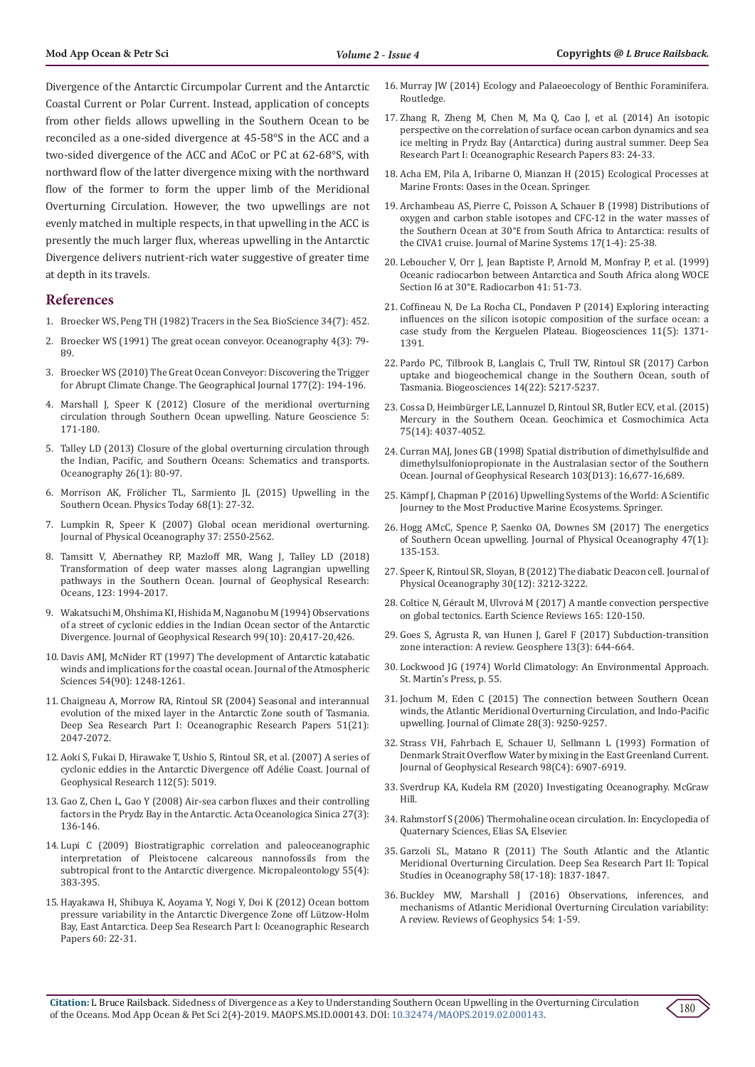Divergence of the Antarctic Circumpolar Current and the Antarctic Coastal Current or Polar Current. Instead, application of concepts from other fields allows upwelling in the Southern Ocean to be reconciled as a one-sided divergence at 45-58°S in the ACC and a two-sided divergence of the ACC and ACoC or PC at 62-68°S, with northward flow of the latter divergence mixing with the northward flow of the former to form the upper limb of the Meridional Overturning Circulation. However, the two upwellings are not evenly matched in multiple respects, in that upwelling in the ACC is presently the much larger flux, whereas upwelling in the Antarctic Divergence delivers nutrient-rich water suggestive of greater time at depth in its travels.

## References

1. Broecker WS, Peng TH (1982) Tracers in the Sea. BioScience 34(7): 452.
2. Broecker WS (1991) The great ocean conveyor. Oceanography 4(3): 79-89.
3. Broecker WS (2010) The Great Ocean Conveyor: Discovering the Trigger for Abrupt Climate Change. The Geographical Journal 177(2): 194-196.
4. Marshall J, Speer K (2012) Closure of the meridional overturning circulation through Southern Ocean upwelling. Nature Geoscience 5: 171-180.
5. Talley LD (2013) Closure of the global overturning circulation through the Indian, Pacific, and Southern Oceans: Schematics and transports. Oceanography 26(1): 80-97.
6. Morrison AK, Frölicher TL, Sarmiento JL (2015) Upwelling in the Southern Ocean. Physics Today 68(1): 27-32.
7. Lumpkin R, Speer K (2007) Global ocean meridional overturning. Journal of Physical Oceanography 37: 2550-2562.
8. Tamsitt V, Abernathey RP, Mazloff MR, Wang J, Talley LD (2018) Transformation of deep water masses along Lagrangian upwelling pathways in the Southern Ocean. Journal of Geophysical Research: Oceans, 123: 1994-2017.
9. Wakatsuchi M, Ohshima KI, Hishida M, Naganobu M (1994) Observations of a street of cyclonic eddies in the Indian Ocean sector of the Antarctic Divergence. Journal of Geophysical Research 99(10): 20,417-20,426.
10. Davis AMJ, McNider RT (1997) The development of Antarctic katabatic winds and implications for the coastal ocean. Journal of the Atmospheric Sciences 54(90): 1248-1261.
11. Chaigneau A, Morrow RA, Rintoul SR (2004) Seasonal and interannual evolution of the mixed layer in the Antarctic Zone south of Tasmania. Deep Sea Research Part I: Oceanographic Research Papers 51(21): 2047-2072.
12. Aoki S, Fukai D, Hirawake T, Ushio S, Rintoul SR, et al. (2007) A series of cyclonic eddies in the Antarctic Divergence off Adélie Coast. Journal of Geophysical Research 112(5): 5019.
13. Gao Z, Chen L, Gao Y (2008) Air-sea carbon fluxes and their controlling factors in the Prydz Bay in the Antarctic. Acta Oceanologica Sinica 27(3): 136-146.
14. Lupi C (2009) Biostratigraphic correlation and paleoceanographic interpretation of Pleistocene calcareous nannofossils from the subtropical front to the Antarctic divergence. Micropaleontology 55(4): 383-395.
15. Hayakawa H, Shibuya K, Aoyama Y, Nogi Y, Doi K (2012) Ocean bottom pressure variability in the Antarctic Divergence Zone off Lützow-Holm Bay, East Antarctica. Deep Sea Research Part I: Oceanographic Research Papers 60: 22-31.
16. Murray JW (2014) Ecology and Palaeoecology of Benthic Foraminifera. Routledge.
17. Zhang R, Zheng M, Chen M, Ma Q, Cao J, et al. (2014) An isotopic perspective on the correlation of surface ocean carbon dynamics and sea ice melting in Prydz Bay (Antarctica) during austral summer. Deep Sea Research Part I: Oceanographic Research Papers 83: 24-33.
18. Acha EM, Pila A, Iribarne O, Mianzan H (2015) Ecological Processes at Marine Fronts: Oases in the Ocean. Springer.
19. Archambeau AS, Pierre C, Poisson A, Schauer B (1998) Distributions of oxygen and carbon stable isotopes and CFC-12 in the water masses of the Southern Ocean at 30°E from South Africa to Antarctica: results of the CIVA1 cruise. Journal of Marine Systems 17(1-4): 25-38.
20. Leboucher V, Orr J, Jean Baptiste P, Arnold M, Monfray P, et al. (1999) Oceanic radiocarbon between Antarctica and South Africa along WOCE Section I6 at 30°E. Radiocarbon 41: 51-73.
21. Coffineau N, De La Rocha CL, Pondaven P (2014) Exploring interacting influences on the silicon isotopic composition of the surface ocean: a case study from the Kerguelen Plateau. Biogeosciences 11(5): 1371-1391.
22. Pardo PC, Tilbrook B, Langlais C, Trull TW, Rintoul SR (2017) Carbon uptake and biogeochemical change in the Southern Ocean, south of Tasmania. Biogeosciences 14(22): 5217-5237.
23. Cossa D, Heimbürger LE, Lannuzel D, Rintoul SR, Butler ECV, et al. (2015) Mercury in the Southern Ocean. Geochimica et Cosmochimica Acta 75(14): 4037-4052.
24. Curran MAJ, Jones GB (1998) Spatial distribution of dimethylsulfide and dimethylsulfoniopropionate in the Australasian sector of the Southern Ocean. Journal of Geophysical Research 103(D13): 16,677-16,689.
25. Kämpf J, Chapman P (2016) Upwelling Systems of the World: A Scientific Journey to the Most Productive Marine Ecosystems. Springer.
26. Hogg AMcC, Spence P, Saenko OA, Downes SM (2017) The energetics of Southern Ocean upwelling. Journal of Physical Oceanography 47(1): 135-153.
27. Speer K, Rintoul SR, Sloyan, B (2012) The diabatic Deacon cell. Journal of Physical Oceanography 30(12): 3212-3222.
28. Coltice N, Gérault M, Ulvrová M (2017) A mantle convection perspective on global tectonics. Earth Science Reviews 165: 120-150.
29. Goes S, Agrusta R, van Hunen J, Garel F (2017) Subduction-transition zone interaction: A review. Geosphere 13(3): 644-664.
30. Lockwood JG (1974) World Climatology: An Environmental Approach. St. Martin's Press, p. 55.
31. Jochum M, Eden C (2015) The connection between Southern Ocean winds, the Atlantic Meridional Overturning Circulation, and Indo-Pacific upwelling. Journal of Climate 28(3): 9250-9257.
32. Strass VH, Fahrbach E, Schauer U, Sellmann L (1993) Formation of Denmark Strait Overflow Water by mixing in the East Greenland Current. Journal of Geophysical Research 98(C4): 6907-6919.
33. Sverdrup KA, Kudela RM (2020) Investigating Oceanography. McGraw Hill.
34. Rahmstorf S (2006) Thermohaline ocean circulation. In: Encyclopedia of Quaternary Sciences, Elias SA, Elsevier.
35. Garzoli SL, Matano R (2011) The South Atlantic and the Atlantic Meridional Overturning Circulation. Deep Sea Research Part II: Topical Studies in Oceanography 58(17-18): 1837-1847.
36. Buckley MW, Marshall J (2016) Observations, inferences, and mechanisms of Atlantic Meridional Overturning Circulation variability: A review. Reviews of Geophysics 54: 1-59.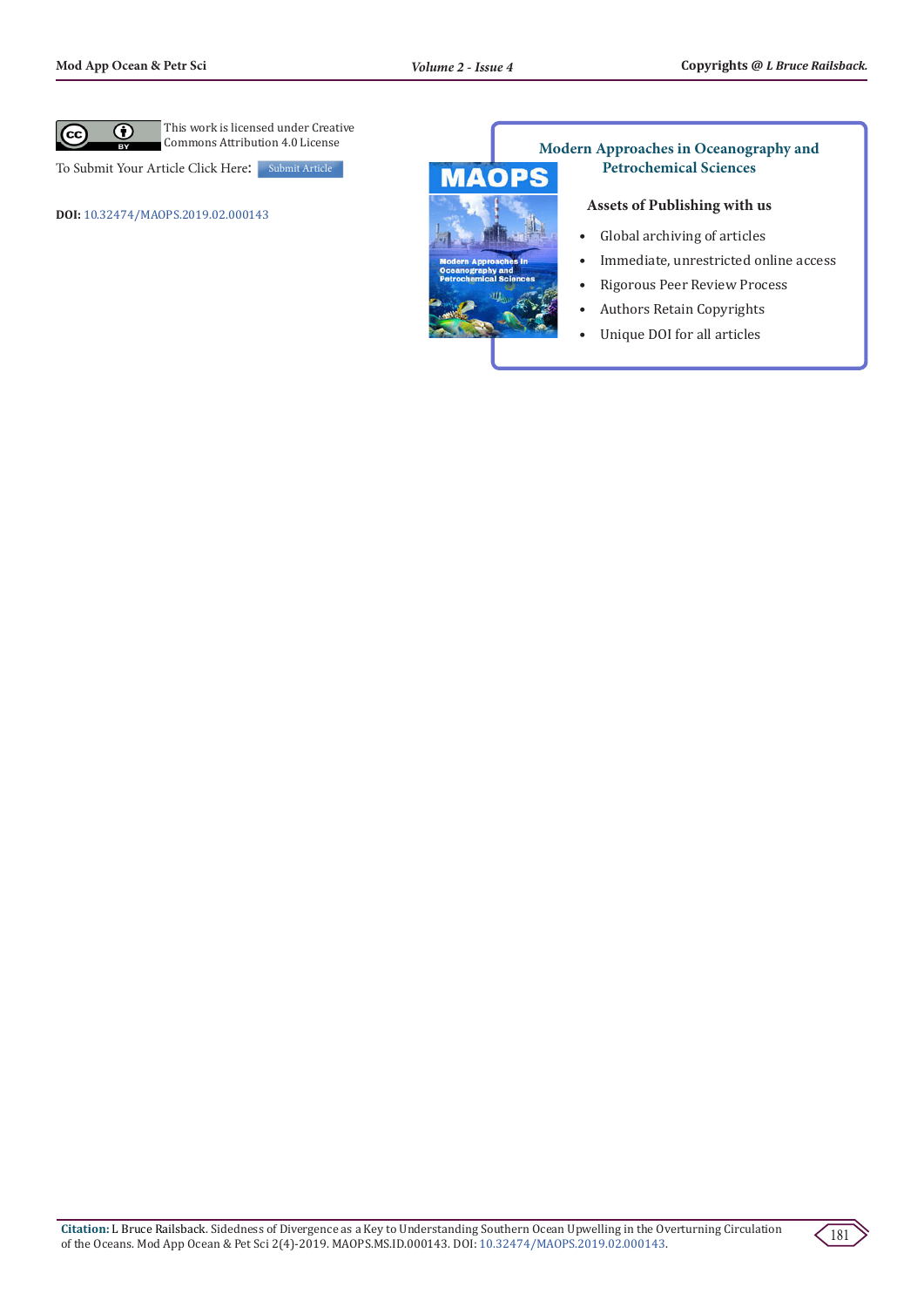This work is licensed under Creative Commons Attribution 4.0 License

To Submit Your Article Click Here: Submit Article

**DOI:** 10.32474/MAOPS.2019.02.000143

## Modern Approaches in Oceanography and Petrochemical Sciences

### Assets of Publishing with us

- Global archiving of articles
- Immediate, unrestricted online access
- Rigorous Peer Review Process
- Authors Retain Copyrights
- Unique DOI for all articles

**Citation:** L Bruce Railsback. Sidedness of Divergence as a Key to Understanding Southern Ocean Upwelling in the Overturning Circulation of the Oceans. Mod App Ocean & Pet Sci 2(4)-2019. MAOPS.MS.ID.000143. DOI: 10.32474/MAOPS.2019.02.000143.